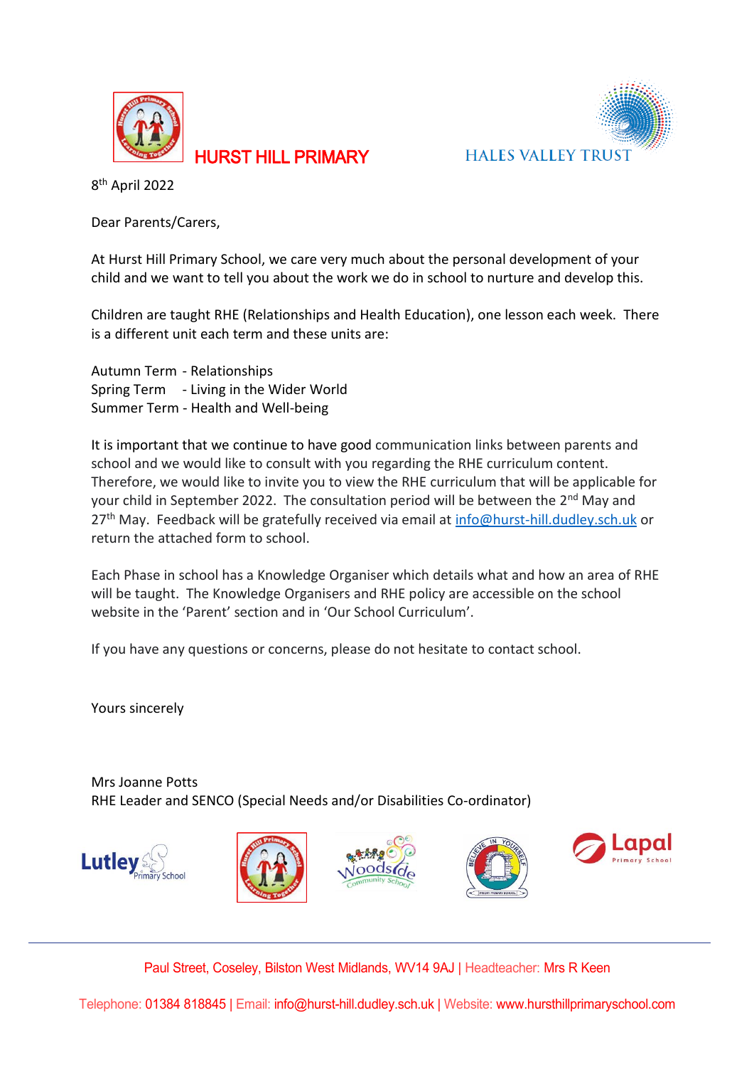# HURST HILL PRIMARY

HALES VALLEY TRUST

8th April 2022

Dear Parents/Carers,

At Hurst Hill Primary School, we care very much about the personal development of your child and we want to tell you about the work we do in school to nurture and develop this.

Children are taught RHE (Relationships and Health Education), one lesson each week. There is a different unit each term and these units are:

Autumn Term - Relationships
Spring Term - Living in the Wider World
Summer Term - Health and Well-being

It is important that we continue to have good communication links between parents and school and we would like to consult with you regarding the RHE curriculum content. Therefore, we would like to invite you to view the RHE curriculum that will be applicable for your child in September 2022. The consultation period will be between the 2nd May and 27th May. Feedback will be gratefully received via email at info@hurst-hill.dudley.sch.uk or return the attached form to school.

Each Phase in school has a Knowledge Organiser which details what and how an area of RHE will be taught. The Knowledge Organisers and RHE policy are accessible on the school website in the 'Parent' section and in 'Our School Curriculum'.

If you have any questions or concerns, please do not hesitate to contact school.

Yours sincerely

Mrs Joanne Potts
RHE Leader and SENCO (Special Needs and/or Disabilities Co-ordinator)

Lutley Primary School | Hurst Hill Primary School | Woodside Community School | Believe in Yourself | Lapal Primary School

Paul Street, Coseley, Bilston West Midlands, WV14 9AJ | Headteacher: Mrs R Keen

Telephone: 01384 818845 | Email: info@hurst-hill.dudley.sch.uk | Website: www.hursthillprimaryschool.com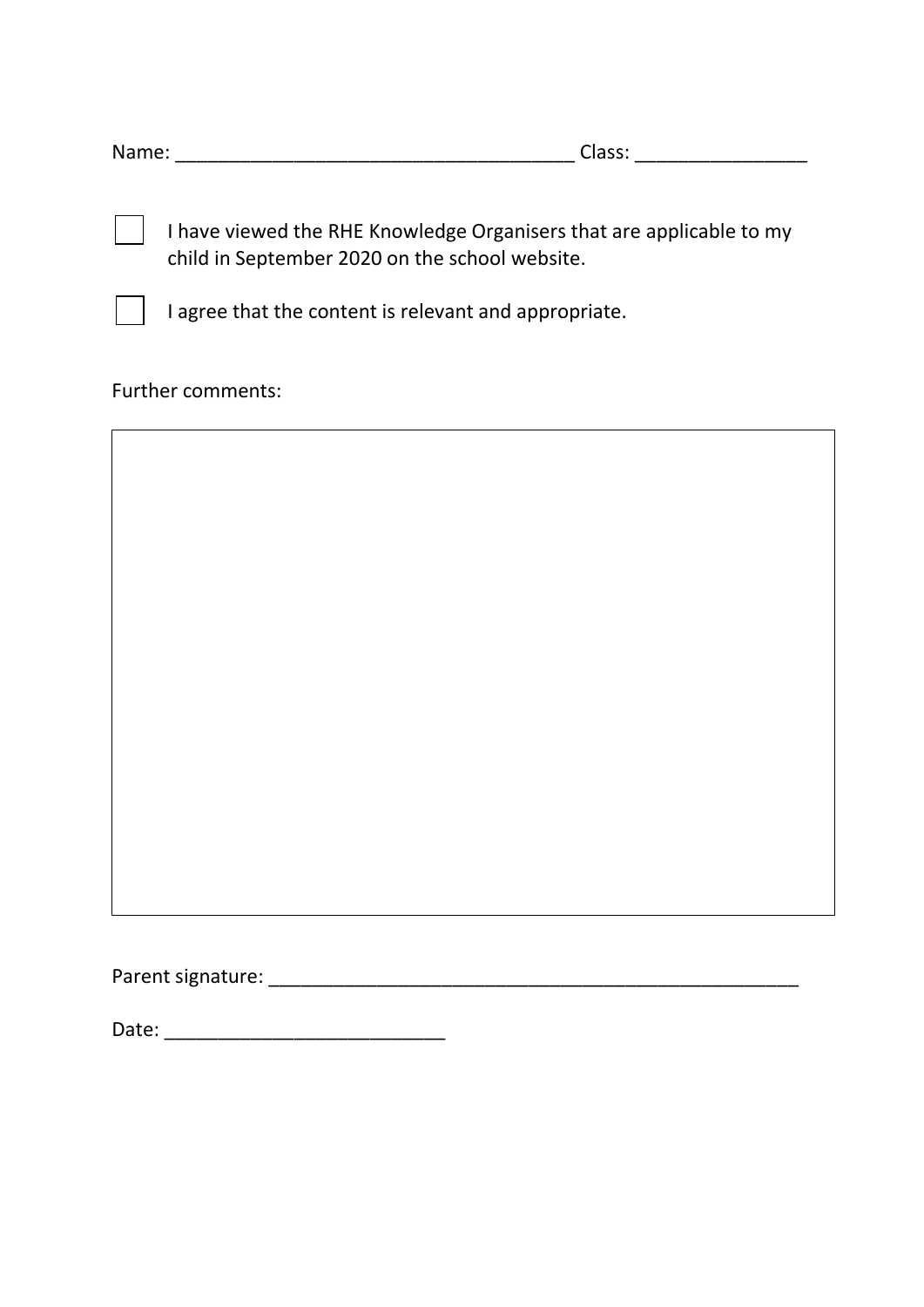Name: ______________________________________ Class: ________________

☐ I have viewed the RHE Knowledge Organisers that are applicable to my child in September 2020 on the school website.

☐ I agree that the content is relevant and appropriate.

Further comments:

| |
|---|
| |

Parent signature: ___________________________________________________

Date: __________________________